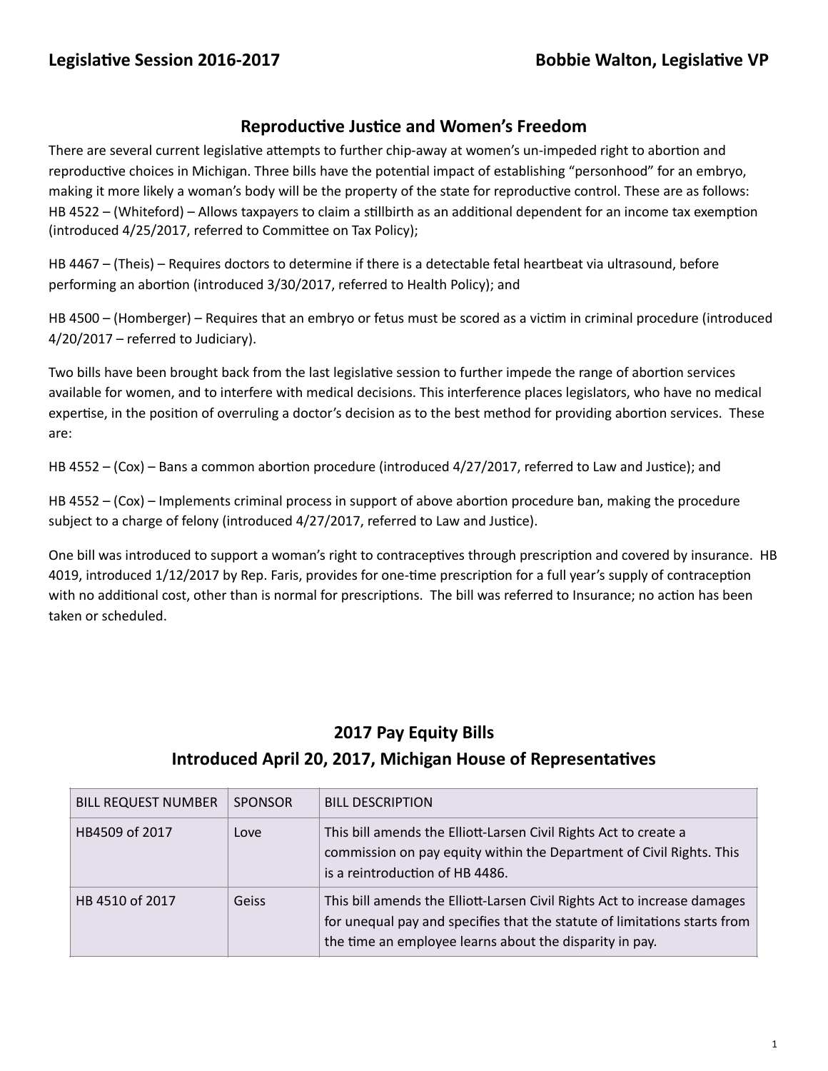**Legislative Session 2016-2017** **Bobbie Walton, Legislative VP**

## Reproductive Justice and Women's Freedom

There are several current legislative attempts to further chip-away at women's un-impeded right to abortion and reproductive choices in Michigan. Three bills have the potential impact of establishing "personhood" for an embryo, making it more likely a woman's body will be the property of the state for reproductive control. These are as follows:
HB 4522 – (Whiteford) – Allows taxpayers to claim a stillbirth as an additional dependent for an income tax exemption (introduced 4/25/2017, referred to Committee on Tax Policy);

HB 4467 – (Theis) – Requires doctors to determine if there is a detectable fetal heartbeat via ultrasound, before performing an abortion (introduced 3/30/2017, referred to Health Policy); and

HB 4500 – (Homberger) – Requires that an embryo or fetus must be scored as a victim in criminal procedure (introduced 4/20/2017 – referred to Judiciary).

Two bills have been brought back from the last legislative session to further impede the range of abortion services available for women, and to interfere with medical decisions. This interference places legislators, who have no medical expertise, in the position of overruling a doctor's decision as to the best method for providing abortion services. These are:

HB 4552 – (Cox) – Bans a common abortion procedure (introduced 4/27/2017, referred to Law and Justice); and

HB 4552 – (Cox) – Implements criminal process in support of above abortion procedure ban, making the procedure subject to a charge of felony (introduced 4/27/2017, referred to Law and Justice).

One bill was introduced to support a woman's right to contraceptives through prescription and covered by insurance. HB 4019, introduced 1/12/2017 by Rep. Faris, provides for one-time prescription for a full year's supply of contraception with no additional cost, other than is normal for prescriptions. The bill was referred to Insurance; no action has been taken or scheduled.

## 2017 Pay Equity Bills
## Introduced April 20, 2017, Michigan House of Representatives

| BILL REQUEST NUMBER | SPONSOR | BILL DESCRIPTION |
|---|---|---|
| HB4509 of 2017 | Love | This bill amends the Elliott-Larsen Civil Rights Act to create a commission on pay equity within the Department of Civil Rights. This is a reintroduction of HB 4486. |
| HB 4510 of 2017 | Geiss | This bill amends the Elliott-Larsen Civil Rights Act to increase damages for unequal pay and specifies that the statute of limitations starts from the time an employee learns about the disparity in pay. |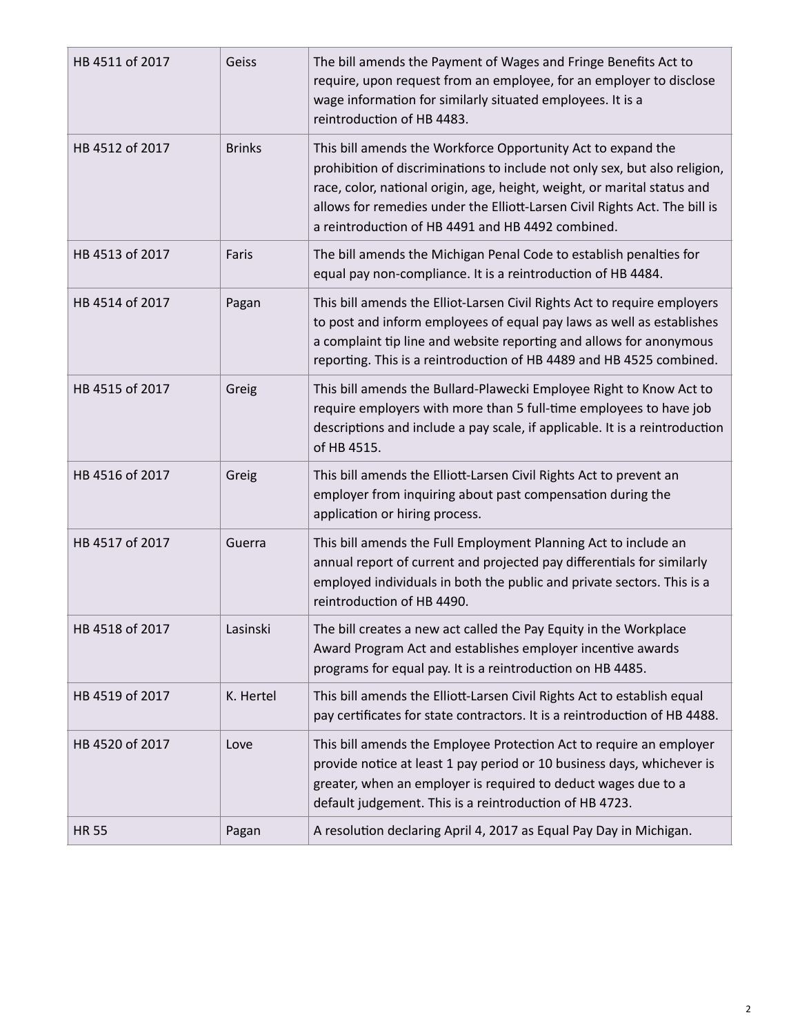| | | |
|---|---|---|
| HB 4511 of 2017 | Geiss | The bill amends the Payment of Wages and Fringe Benefits Act to require, upon request from an employee, for an employer to disclose wage information for similarly situated employees. It is a reintroduction of HB 4483. |
| HB 4512 of 2017 | Brinks | This bill amends the Workforce Opportunity Act to expand the prohibition of discriminations to include not only sex, but also religion, race, color, national origin, age, height, weight, or marital status and allows for remedies under the Elliott-Larsen Civil Rights Act. The bill is a reintroduction of HB 4491 and HB 4492 combined. |
| HB 4513 of 2017 | Faris | The bill amends the Michigan Penal Code to establish penalties for equal pay non-compliance. It is a reintroduction of HB 4484. |
| HB 4514 of 2017 | Pagan | This bill amends the Elliot-Larsen Civil Rights Act to require employers to post and inform employees of equal pay laws as well as establishes a complaint tip line and website reporting and allows for anonymous reporting. This is a reintroduction of HB 4489 and HB 4525 combined. |
| HB 4515 of 2017 | Greig | This bill amends the Bullard-Plawecki Employee Right to Know Act to require employers with more than 5 full-time employees to have job descriptions and include a pay scale, if applicable. It is a reintroduction of HB 4515. |
| HB 4516 of 2017 | Greig | This bill amends the Elliott-Larsen Civil Rights Act to prevent an employer from inquiring about past compensation during the application or hiring process. |
| HB 4517 of 2017 | Guerra | This bill amends the Full Employment Planning Act to include an annual report of current and projected pay differentials for similarly employed individuals in both the public and private sectors. This is a reintroduction of HB 4490. |
| HB 4518 of 2017 | Lasinski | The bill creates a new act called the Pay Equity in the Workplace Award Program Act and establishes employer incentive awards programs for equal pay. It is a reintroduction on HB 4485. |
| HB 4519 of 2017 | K. Hertel | This bill amends the Elliott-Larsen Civil Rights Act to establish equal pay certificates for state contractors. It is a reintroduction of HB 4488. |
| HB 4520 of 2017 | Love | This bill amends the Employee Protection Act to require an employer provide notice at least 1 pay period or 10 business days, whichever is greater, when an employer is required to deduct wages due to a default judgement. This is a reintroduction of HB 4723. |
| HR 55 | Pagan | A resolution declaring April 4, 2017 as Equal Pay Day in Michigan. |